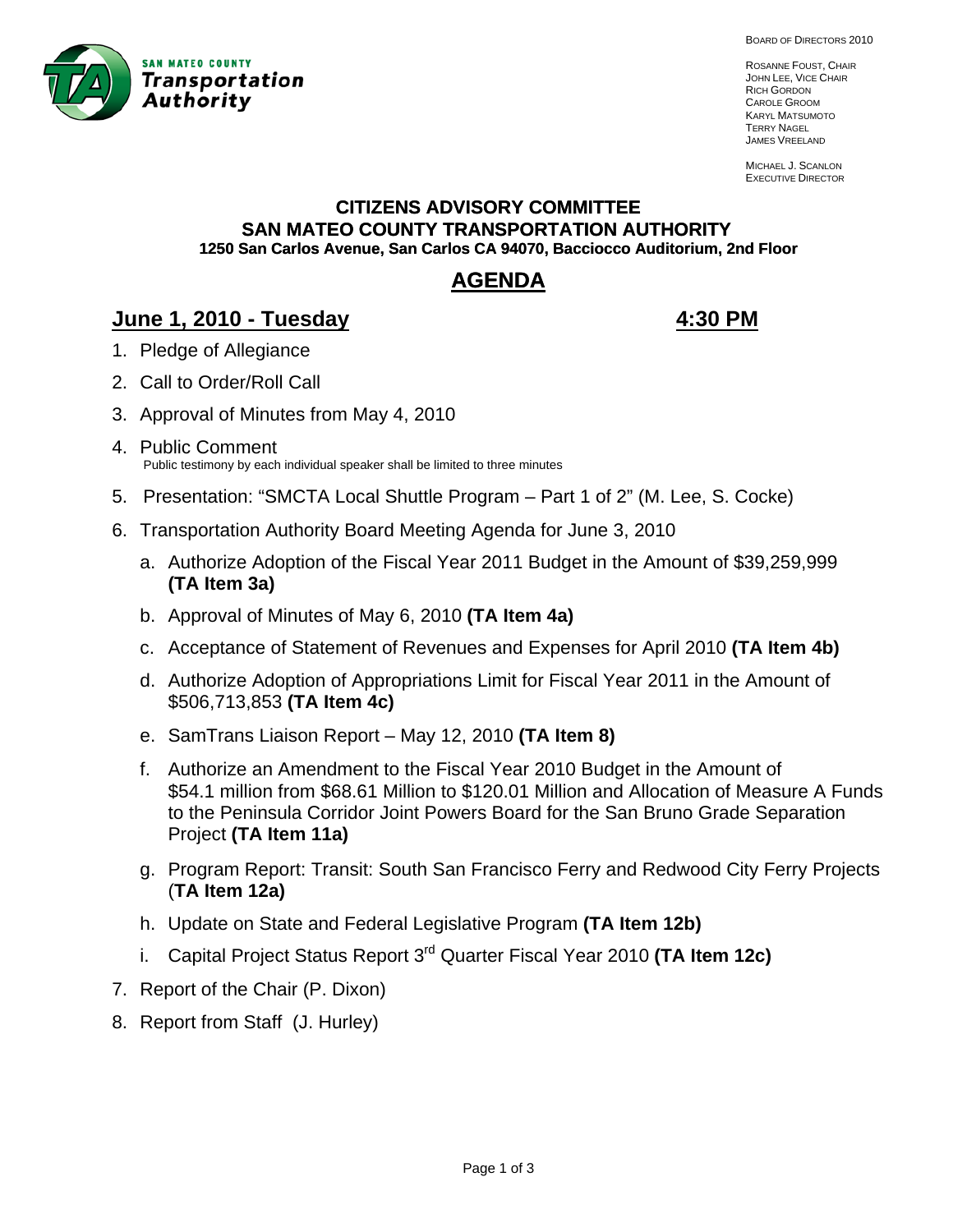SAN MATEO COUNTY
**Transportation Authority**

BOARD OF DIRECTORS 2010

ROSANNE FOUST, CHAIR
JOHN LEE, VICE CHAIR
RICH GORDON
CAROLE GROOM
KARYL MATSUMOTO
TERRY NAGEL
JAMES VREELAND

MICHAEL J. SCANLON
EXECUTIVE DIRECTOR

**CITIZENS ADVISORY COMMITTEE**
**SAN MATEO COUNTY TRANSPORTATION AUTHORITY**
**1250 San Carlos Avenue, San Carlos CA 94070, Bacciocco Auditorium, 2nd Floor**

# AGENDA

## June 1, 2010 - Tuesday — 4:30 PM

1. Pledge of Allegiance
2. Call to Order/Roll Call
3. Approval of Minutes from May 4, 2010
4. Public Comment
   Public testimony by each individual speaker shall be limited to three minutes
5. Presentation: "SMCTA Local Shuttle Program – Part 1 of 2" (M. Lee, S. Cocke)
6. Transportation Authority Board Meeting Agenda for June 3, 2010
   a. Authorize Adoption of the Fiscal Year 2011 Budget in the Amount of $39,259,999 **(TA Item 3a)**
   b. Approval of Minutes of May 6, 2010 **(TA Item 4a)**
   c. Acceptance of Statement of Revenues and Expenses for April 2010 **(TA Item 4b)**
   d. Authorize Adoption of Appropriations Limit for Fiscal Year 2011 in the Amount of $506,713,853 **(TA Item 4c)**
   e. SamTrans Liaison Report – May 12, 2010 **(TA Item 8)**
   f. Authorize an Amendment to the Fiscal Year 2010 Budget in the Amount of $54.1 million from $68.61 Million to $120.01 Million and Allocation of Measure A Funds to the Peninsula Corridor Joint Powers Board for the San Bruno Grade Separation Project **(TA Item 11a)**
   g. Program Report: Transit: South San Francisco Ferry and Redwood City Ferry Projects (**TA Item 12a)**
   h. Update on State and Federal Legislative Program **(TA Item 12b)**
   i. Capital Project Status Report 3rd Quarter Fiscal Year 2010 **(TA Item 12c)**
7. Report of the Chair (P. Dixon)
8. Report from Staff (J. Hurley)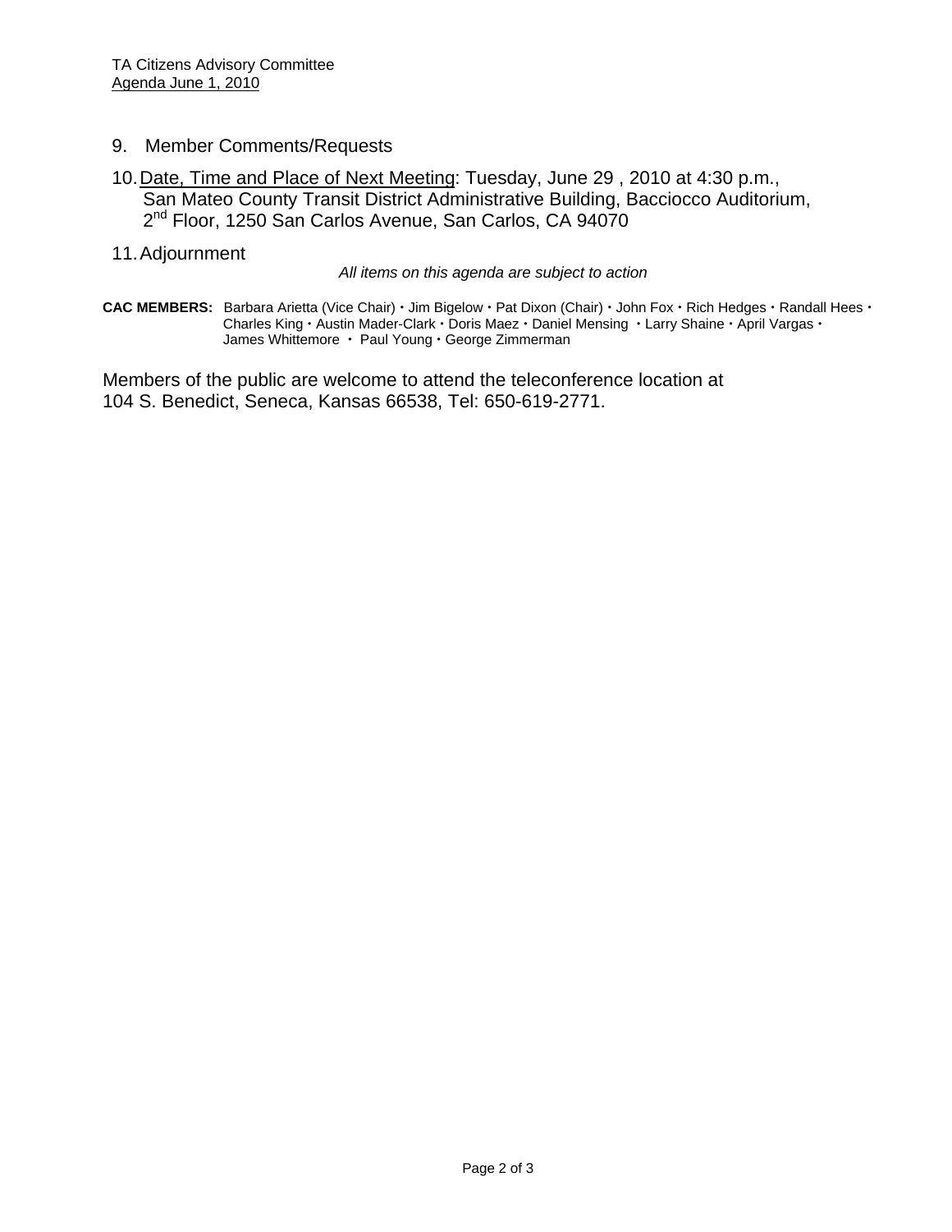9. Member Comments/Requests

10. Date, Time and Place of Next Meeting: Tuesday, June 29 , 2010 at 4:30 p.m., San Mateo County Transit District Administrative Building, Bacciocco Auditorium, 2nd Floor, 1250 San Carlos Avenue, San Carlos, CA 94070

11. Adjournment

*All items on this agenda are subject to action*

**CAC MEMBERS:** Barbara Arietta (Vice Chair) • Jim Bigelow • Pat Dixon (Chair) • John Fox • Rich Hedges • Randall Hees • Charles King • Austin Mader-Clark • Doris Maez • Daniel Mensing • Larry Shaine • April Vargas • James Whittemore • Paul Young • George Zimmerman

Members of the public are welcome to attend the teleconference location at 104 S. Benedict, Seneca, Kansas 66538, Tel: 650-619-2771.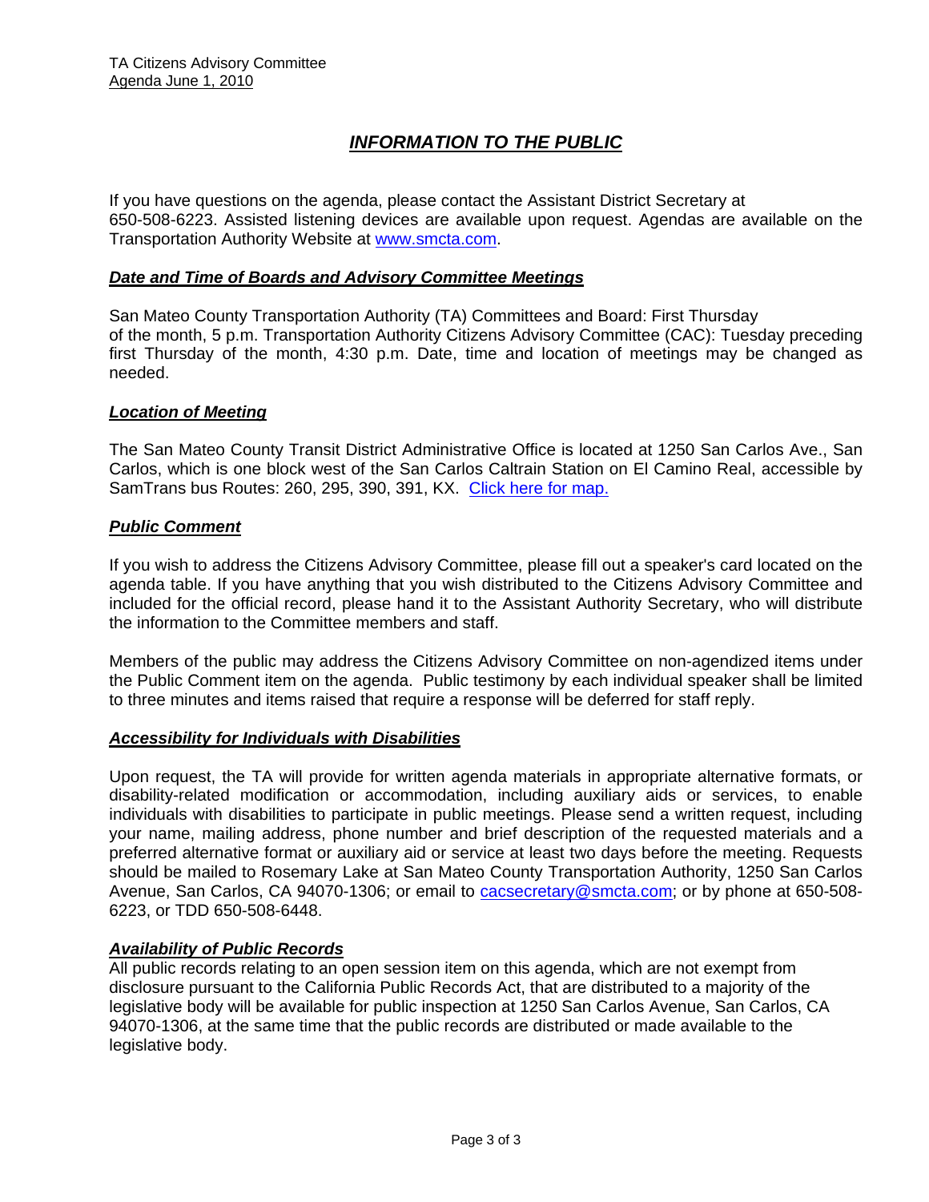TA Citizens Advisory Committee
Agenda June 1, 2010

# *INFORMATION TO THE PUBLIC*

If you have questions on the agenda, please contact the Assistant District Secretary at 650-508-6223. Assisted listening devices are available upon request. Agendas are available on the Transportation Authority Website at [www.smcta.com](http://www.smcta.com).

### *Date and Time of Boards and Advisory Committee Meetings*

San Mateo County Transportation Authority (TA) Committees and Board: First Thursday of the month, 5 p.m. Transportation Authority Citizens Advisory Committee (CAC): Tuesday preceding first Thursday of the month, 4:30 p.m. Date, time and location of meetings may be changed as needed.

### *Location of Meeting*

The San Mateo County Transit District Administrative Office is located at 1250 San Carlos Ave., San Carlos, which is one block west of the San Carlos Caltrain Station on El Camino Real, accessible by SamTrans bus Routes: 260, 295, 390, 391, KX. Click here for map.

### *Public Comment*

If you wish to address the Citizens Advisory Committee, please fill out a speaker's card located on the agenda table. If you have anything that you wish distributed to the Citizens Advisory Committee and included for the official record, please hand it to the Assistant Authority Secretary, who will distribute the information to the Committee members and staff.

Members of the public may address the Citizens Advisory Committee on non-agendized items under the Public Comment item on the agenda. Public testimony by each individual speaker shall be limited to three minutes and items raised that require a response will be deferred for staff reply.

### *Accessibility for Individuals with Disabilities*

Upon request, the TA will provide for written agenda materials in appropriate alternative formats, or disability-related modification or accommodation, including auxiliary aids or services, to enable individuals with disabilities to participate in public meetings. Please send a written request, including your name, mailing address, phone number and brief description of the requested materials and a preferred alternative format or auxiliary aid or service at least two days before the meeting. Requests should be mailed to Rosemary Lake at San Mateo County Transportation Authority, 1250 San Carlos Avenue, San Carlos, CA 94070-1306; or email to [cacsecretary@smcta.com](mailto:cacsecretary@smcta.com); or by phone at 650-508-6223, or TDD 650-508-6448.

### *Availability of Public Records*

All public records relating to an open session item on this agenda, which are not exempt from disclosure pursuant to the California Public Records Act, that are distributed to a majority of the legislative body will be available for public inspection at 1250 San Carlos Avenue, San Carlos, CA 94070-1306, at the same time that the public records are distributed or made available to the legislative body.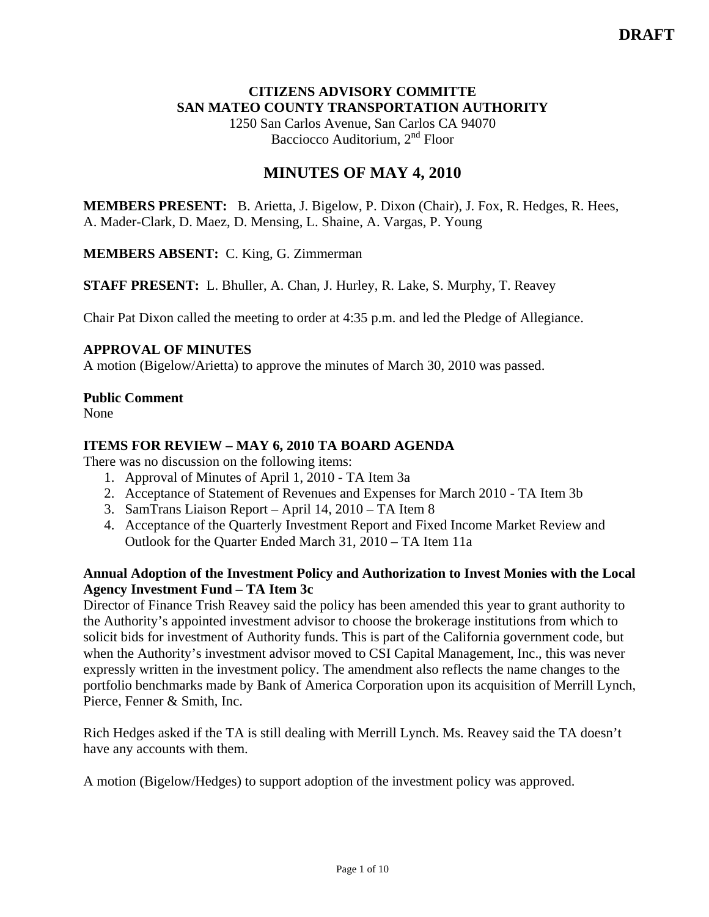DRAFT

**CITIZENS ADVISORY COMMITTE**
**SAN MATEO COUNTY TRANSPORTATION AUTHORITY**
1250 San Carlos Avenue, San Carlos CA 94070
Bacciocco Auditorium, 2nd Floor

# MINUTES OF MAY 4, 2010

**MEMBERS PRESENT:** B. Arietta, J. Bigelow, P. Dixon (Chair), J. Fox, R. Hedges, R. Hees, A. Mader-Clark, D. Maez, D. Mensing, L. Shaine, A. Vargas, P. Young

**MEMBERS ABSENT:** C. King, G. Zimmerman

**STAFF PRESENT:** L. Bhuller, A. Chan, J. Hurley, R. Lake, S. Murphy, T. Reavey

Chair Pat Dixon called the meeting to order at 4:35 p.m. and led the Pledge of Allegiance.

**APPROVAL OF MINUTES**
A motion (Bigelow/Arietta) to approve the minutes of March 30, 2010 was passed.

**Public Comment**
None

**ITEMS FOR REVIEW – MAY 6, 2010 TA BOARD AGENDA**
There was no discussion on the following items:

1. Approval of Minutes of April 1, 2010 - TA Item 3a
2. Acceptance of Statement of Revenues and Expenses for March 2010 - TA Item 3b
3. SamTrans Liaison Report – April 14, 2010 – TA Item 8
4. Acceptance of the Quarterly Investment Report and Fixed Income Market Review and Outlook for the Quarter Ended March 31, 2010 – TA Item 11a

**Annual Adoption of the Investment Policy and Authorization to Invest Monies with the Local Agency Investment Fund – TA Item 3c**
Director of Finance Trish Reavey said the policy has been amended this year to grant authority to the Authority's appointed investment advisor to choose the brokerage institutions from which to solicit bids for investment of Authority funds. This is part of the California government code, but when the Authority's investment advisor moved to CSI Capital Management, Inc., this was never expressly written in the investment policy. The amendment also reflects the name changes to the portfolio benchmarks made by Bank of America Corporation upon its acquisition of Merrill Lynch, Pierce, Fenner & Smith, Inc.

Rich Hedges asked if the TA is still dealing with Merrill Lynch. Ms. Reavey said the TA doesn't have any accounts with them.

A motion (Bigelow/Hedges) to support adoption of the investment policy was approved.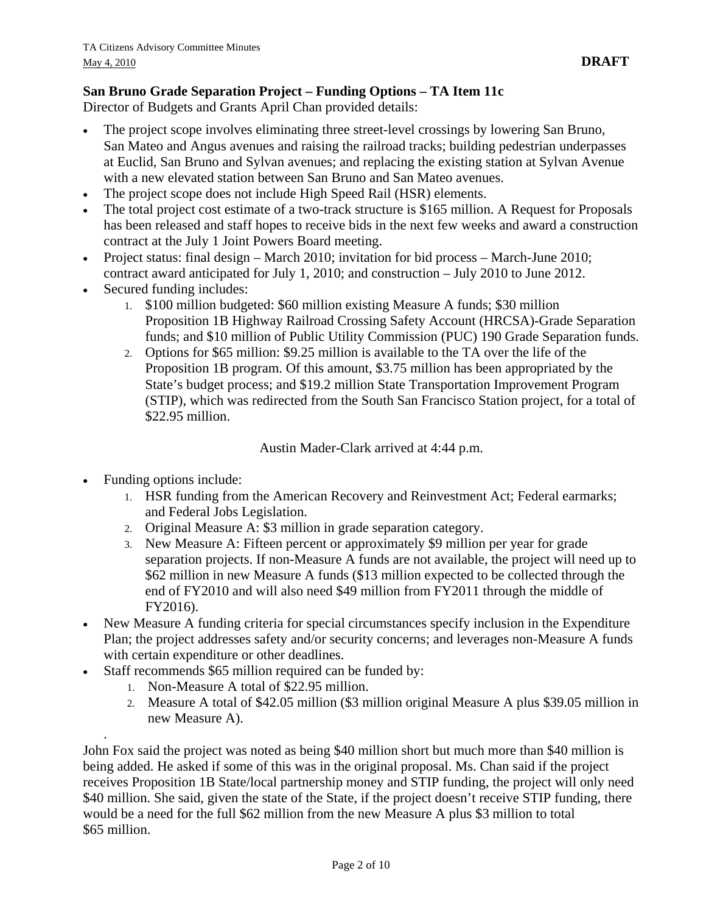### San Bruno Grade Separation Project – Funding Options – TA Item 11c

Director of Budgets and Grants April Chan provided details:

- The project scope involves eliminating three street-level crossings by lowering San Bruno, San Mateo and Angus avenues and raising the railroad tracks; building pedestrian underpasses at Euclid, San Bruno and Sylvan avenues; and replacing the existing station at Sylvan Avenue with a new elevated station between San Bruno and San Mateo avenues.
- The project scope does not include High Speed Rail (HSR) elements.
- The total project cost estimate of a two-track structure is $165 million. A Request for Proposals has been released and staff hopes to receive bids in the next few weeks and award a construction contract at the July 1 Joint Powers Board meeting.
- Project status: final design – March 2010; invitation for bid process – March-June 2010; contract award anticipated for July 1, 2010; and construction – July 2010 to June 2012.
- Secured funding includes:
    1. $100 million budgeted: $60 million existing Measure A funds; $30 million Proposition 1B Highway Railroad Crossing Safety Account (HRCSA)-Grade Separation funds; and $10 million of Public Utility Commission (PUC) 190 Grade Separation funds.
    2. Options for $65 million: $9.25 million is available to the TA over the life of the Proposition 1B program. Of this amount, $3.75 million has been appropriated by the State's budget process; and $19.2 million State Transportation Improvement Program (STIP), which was redirected from the South San Francisco Station project, for a total of $22.95 million.

Austin Mader-Clark arrived at 4:44 p.m.

- Funding options include:
    1. HSR funding from the American Recovery and Reinvestment Act; Federal earmarks; and Federal Jobs Legislation.
    2. Original Measure A: $3 million in grade separation category.
    3. New Measure A: Fifteen percent or approximately $9 million per year for grade separation projects. If non-Measure A funds are not available, the project will need up to $62 million in new Measure A funds ($13 million expected to be collected through the end of FY2010 and will also need $49 million from FY2011 through the middle of FY2016).
- New Measure A funding criteria for special circumstances specify inclusion in the Expenditure Plan; the project addresses safety and/or security concerns; and leverages non-Measure A funds with certain expenditure or other deadlines.
- Staff recommends $65 million required can be funded by:
    1. Non-Measure A total of $22.95 million.
    2. Measure A total of $42.05 million ($3 million original Measure A plus $39.05 million in new Measure A).

John Fox said the project was noted as being $40 million short but much more than $40 million is being added. He asked if some of this was in the original proposal. Ms. Chan said if the project receives Proposition 1B State/local partnership money and STIP funding, the project will only need $40 million. She said, given the state of the State, if the project doesn't receive STIP funding, there would be a need for the full $62 million from the new Measure A plus $3 million to total $65 million.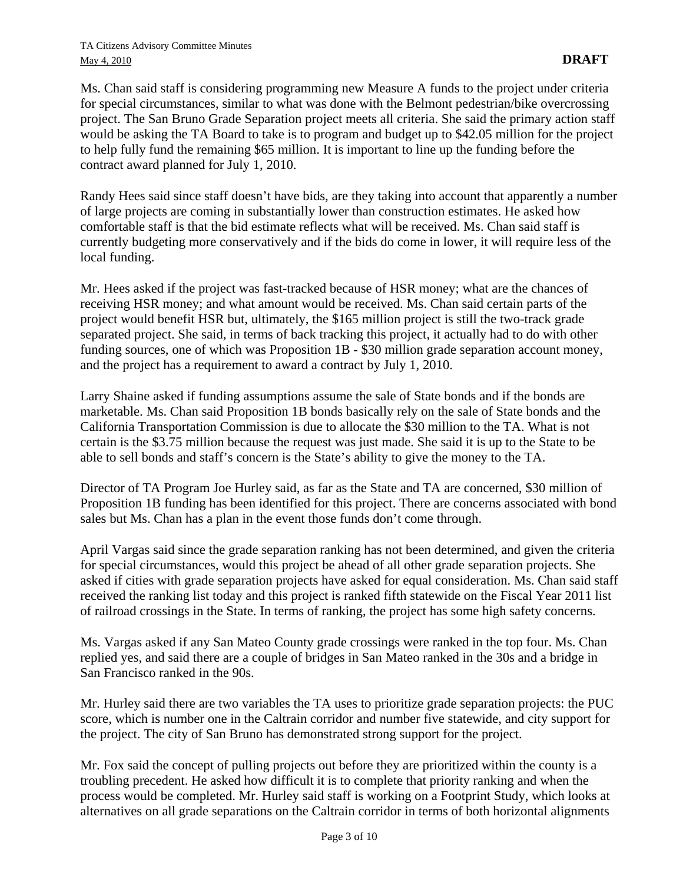Ms. Chan said staff is considering programming new Measure A funds to the project under criteria for special circumstances, similar to what was done with the Belmont pedestrian/bike overcrossing project. The San Bruno Grade Separation project meets all criteria. She said the primary action staff would be asking the TA Board to take is to program and budget up to $42.05 million for the project to help fully fund the remaining $65 million. It is important to line up the funding before the contract award planned for July 1, 2010.

Randy Hees said since staff doesn't have bids, are they taking into account that apparently a number of large projects are coming in substantially lower than construction estimates. He asked how comfortable staff is that the bid estimate reflects what will be received. Ms. Chan said staff is currently budgeting more conservatively and if the bids do come in lower, it will require less of the local funding.

Mr. Hees asked if the project was fast-tracked because of HSR money; what are the chances of receiving HSR money; and what amount would be received. Ms. Chan said certain parts of the project would benefit HSR but, ultimately, the $165 million project is still the two-track grade separated project. She said, in terms of back tracking this project, it actually had to do with other funding sources, one of which was Proposition 1B - $30 million grade separation account money, and the project has a requirement to award a contract by July 1, 2010.

Larry Shaine asked if funding assumptions assume the sale of State bonds and if the bonds are marketable. Ms. Chan said Proposition 1B bonds basically rely on the sale of State bonds and the California Transportation Commission is due to allocate the $30 million to the TA. What is not certain is the $3.75 million because the request was just made. She said it is up to the State to be able to sell bonds and staff's concern is the State's ability to give the money to the TA.

Director of TA Program Joe Hurley said, as far as the State and TA are concerned, $30 million of Proposition 1B funding has been identified for this project. There are concerns associated with bond sales but Ms. Chan has a plan in the event those funds don't come through.

April Vargas said since the grade separation ranking has not been determined, and given the criteria for special circumstances, would this project be ahead of all other grade separation projects. She asked if cities with grade separation projects have asked for equal consideration. Ms. Chan said staff received the ranking list today and this project is ranked fifth statewide on the Fiscal Year 2011 list of railroad crossings in the State. In terms of ranking, the project has some high safety concerns.

Ms. Vargas asked if any San Mateo County grade crossings were ranked in the top four. Ms. Chan replied yes, and said there are a couple of bridges in San Mateo ranked in the 30s and a bridge in San Francisco ranked in the 90s.

Mr. Hurley said there are two variables the TA uses to prioritize grade separation projects: the PUC score, which is number one in the Caltrain corridor and number five statewide, and city support for the project. The city of San Bruno has demonstrated strong support for the project.

Mr. Fox said the concept of pulling projects out before they are prioritized within the county is a troubling precedent. He asked how difficult it is to complete that priority ranking and when the process would be completed. Mr. Hurley said staff is working on a Footprint Study, which looks at alternatives on all grade separations on the Caltrain corridor in terms of both horizontal alignments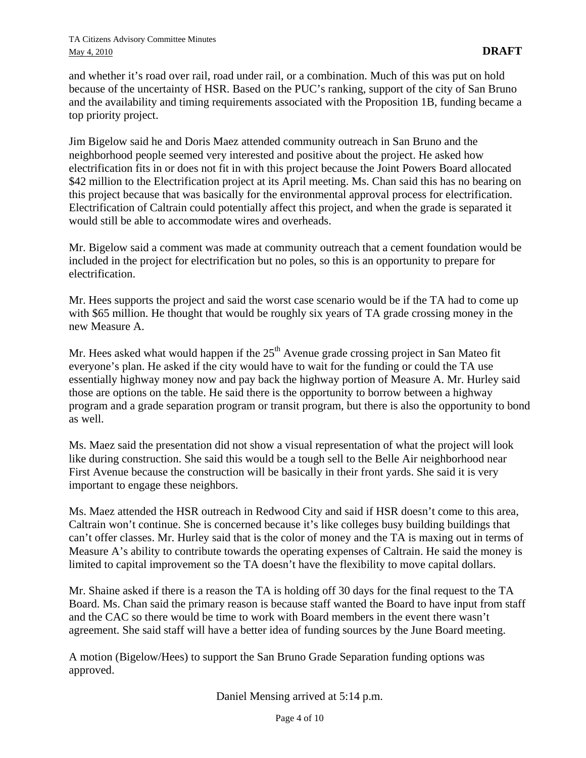and whether it's road over rail, road under rail, or a combination. Much of this was put on hold because of the uncertainty of HSR. Based on the PUC's ranking, support of the city of San Bruno and the availability and timing requirements associated with the Proposition 1B, funding became a top priority project.

Jim Bigelow said he and Doris Maez attended community outreach in San Bruno and the neighborhood people seemed very interested and positive about the project. He asked how electrification fits in or does not fit in with this project because the Joint Powers Board allocated \$42 million to the Electrification project at its April meeting. Ms. Chan said this has no bearing on this project because that was basically for the environmental approval process for electrification. Electrification of Caltrain could potentially affect this project, and when the grade is separated it would still be able to accommodate wires and overheads.

Mr. Bigelow said a comment was made at community outreach that a cement foundation would be included in the project for electrification but no poles, so this is an opportunity to prepare for electrification.

Mr. Hees supports the project and said the worst case scenario would be if the TA had to come up with \$65 million. He thought that would be roughly six years of TA grade crossing money in the new Measure A.

Mr. Hees asked what would happen if the 25th Avenue grade crossing project in San Mateo fit everyone's plan. He asked if the city would have to wait for the funding or could the TA use essentially highway money now and pay back the highway portion of Measure A. Mr. Hurley said those are options on the table. He said there is the opportunity to borrow between a highway program and a grade separation program or transit program, but there is also the opportunity to bond as well.

Ms. Maez said the presentation did not show a visual representation of what the project will look like during construction. She said this would be a tough sell to the Belle Air neighborhood near First Avenue because the construction will be basically in their front yards. She said it is very important to engage these neighbors.

Ms. Maez attended the HSR outreach in Redwood City and said if HSR doesn't come to this area, Caltrain won't continue. She is concerned because it's like colleges busy building buildings that can't offer classes. Mr. Hurley said that is the color of money and the TA is maxing out in terms of Measure A's ability to contribute towards the operating expenses of Caltrain. He said the money is limited to capital improvement so the TA doesn't have the flexibility to move capital dollars.

Mr. Shaine asked if there is a reason the TA is holding off 30 days for the final request to the TA Board. Ms. Chan said the primary reason is because staff wanted the Board to have input from staff and the CAC so there would be time to work with Board members in the event there wasn't agreement. She said staff will have a better idea of funding sources by the June Board meeting.

A motion (Bigelow/Hees) to support the San Bruno Grade Separation funding options was approved.

Daniel Mensing arrived at 5:14 p.m.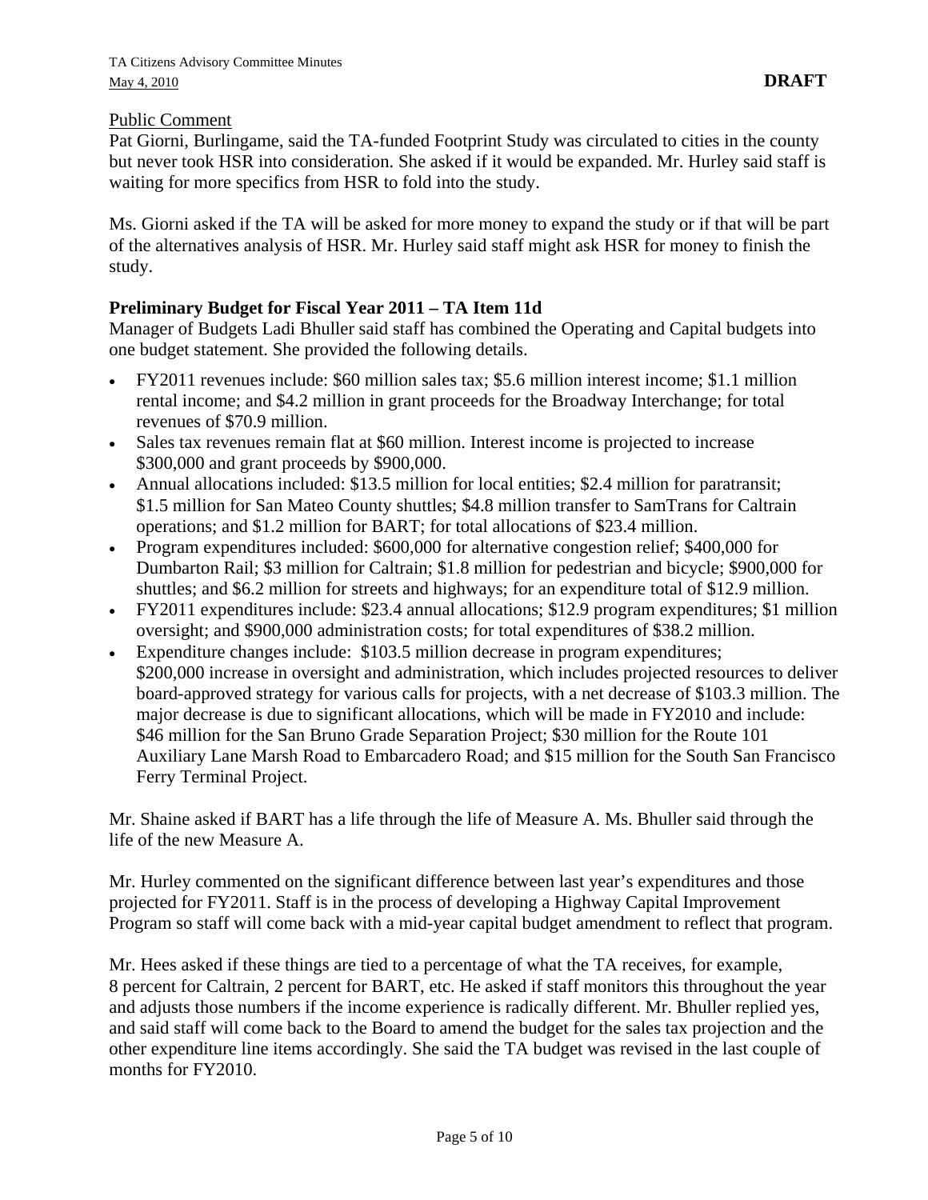Public Comment

Pat Giorni, Burlingame, said the TA-funded Footprint Study was circulated to cities in the county but never took HSR into consideration. She asked if it would be expanded. Mr. Hurley said staff is waiting for more specifics from HSR to fold into the study.

Ms. Giorni asked if the TA will be asked for more money to expand the study or if that will be part of the alternatives analysis of HSR. Mr. Hurley said staff might ask HSR for money to finish the study.

**Preliminary Budget for Fiscal Year 2011 – TA Item 11d**

Manager of Budgets Ladi Bhuller said staff has combined the Operating and Capital budgets into one budget statement. She provided the following details.

- FY2011 revenues include: $60 million sales tax; $5.6 million interest income; $1.1 million rental income; and $4.2 million in grant proceeds for the Broadway Interchange; for total revenues of $70.9 million.
- Sales tax revenues remain flat at $60 million. Interest income is projected to increase $300,000 and grant proceeds by $900,000.
- Annual allocations included: $13.5 million for local entities; $2.4 million for paratransit; $1.5 million for San Mateo County shuttles; $4.8 million transfer to SamTrans for Caltrain operations; and $1.2 million for BART; for total allocations of $23.4 million.
- Program expenditures included: $600,000 for alternative congestion relief; $400,000 for Dumbarton Rail; $3 million for Caltrain; $1.8 million for pedestrian and bicycle; $900,000 for shuttles; and $6.2 million for streets and highways; for an expenditure total of $12.9 million.
- FY2011 expenditures include: $23.4 annual allocations; $12.9 program expenditures; $1 million oversight; and $900,000 administration costs; for total expenditures of $38.2 million.
- Expenditure changes include: $103.5 million decrease in program expenditures; $200,000 increase in oversight and administration, which includes projected resources to deliver board-approved strategy for various calls for projects, with a net decrease of $103.3 million. The major decrease is due to significant allocations, which will be made in FY2010 and include: $46 million for the San Bruno Grade Separation Project; $30 million for the Route 101 Auxiliary Lane Marsh Road to Embarcadero Road; and $15 million for the South San Francisco Ferry Terminal Project.

Mr. Shaine asked if BART has a life through the life of Measure A. Ms. Bhuller said through the life of the new Measure A.

Mr. Hurley commented on the significant difference between last year's expenditures and those projected for FY2011. Staff is in the process of developing a Highway Capital Improvement Program so staff will come back with a mid-year capital budget amendment to reflect that program.

Mr. Hees asked if these things are tied to a percentage of what the TA receives, for example, 8 percent for Caltrain, 2 percent for BART, etc. He asked if staff monitors this throughout the year and adjusts those numbers if the income experience is radically different. Mr. Bhuller replied yes, and said staff will come back to the Board to amend the budget for the sales tax projection and the other expenditure line items accordingly. She said the TA budget was revised in the last couple of months for FY2010.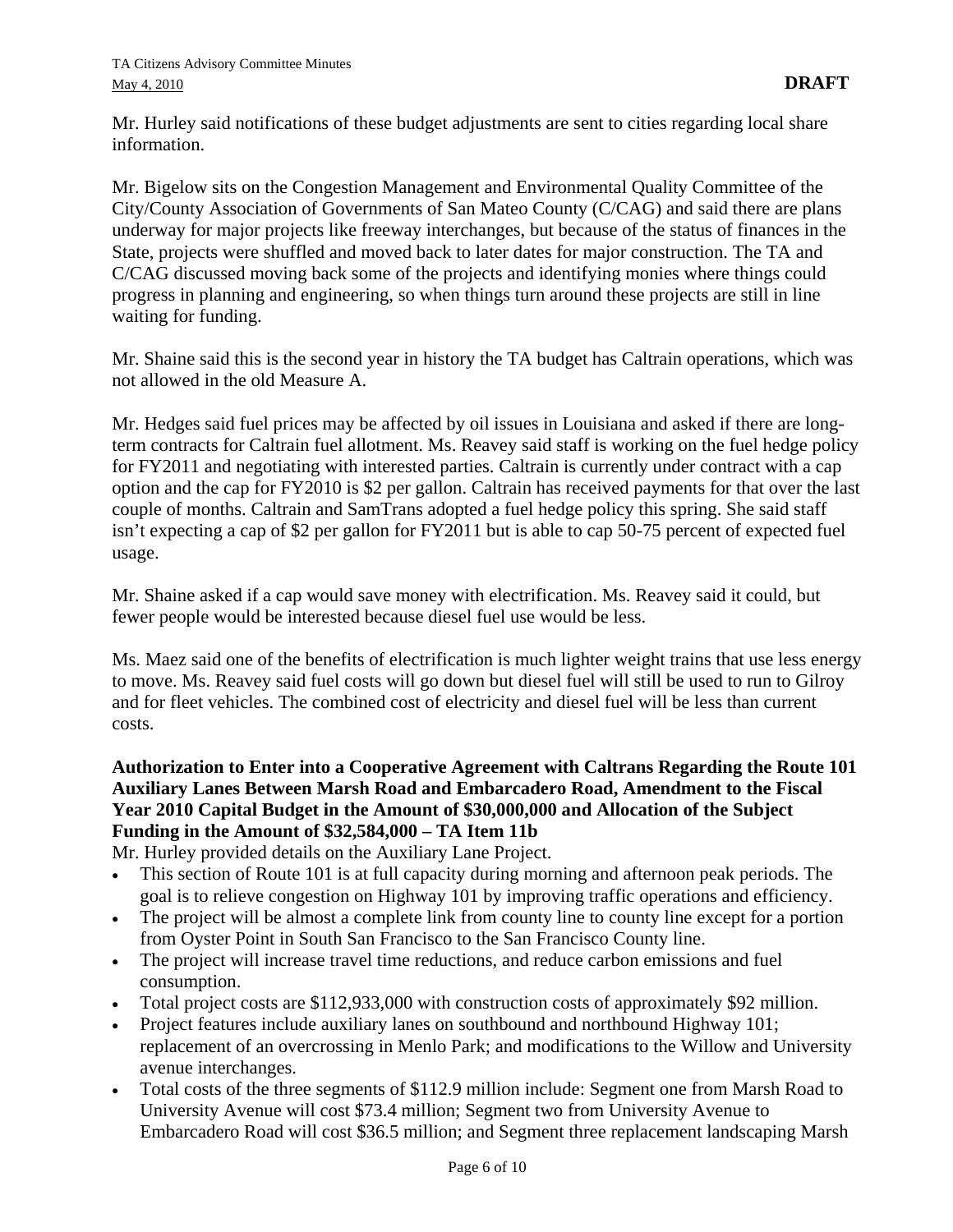Mr. Hurley said notifications of these budget adjustments are sent to cities regarding local share information.

Mr. Bigelow sits on the Congestion Management and Environmental Quality Committee of the City/County Association of Governments of San Mateo County (C/CAG) and said there are plans underway for major projects like freeway interchanges, but because of the status of finances in the State, projects were shuffled and moved back to later dates for major construction. The TA and C/CAG discussed moving back some of the projects and identifying monies where things could progress in planning and engineering, so when things turn around these projects are still in line waiting for funding.

Mr. Shaine said this is the second year in history the TA budget has Caltrain operations, which was not allowed in the old Measure A.

Mr. Hedges said fuel prices may be affected by oil issues in Louisiana and asked if there are long-term contracts for Caltrain fuel allotment. Ms. Reavey said staff is working on the fuel hedge policy for FY2011 and negotiating with interested parties. Caltrain is currently under contract with a cap option and the cap for FY2010 is $2 per gallon. Caltrain has received payments for that over the last couple of months. Caltrain and SamTrans adopted a fuel hedge policy this spring. She said staff isn't expecting a cap of $2 per gallon for FY2011 but is able to cap 50-75 percent of expected fuel usage.

Mr. Shaine asked if a cap would save money with electrification. Ms. Reavey said it could, but fewer people would be interested because diesel fuel use would be less.

Ms. Maez said one of the benefits of electrification is much lighter weight trains that use less energy to move. Ms. Reavey said fuel costs will go down but diesel fuel will still be used to run to Gilroy and for fleet vehicles. The combined cost of electricity and diesel fuel will be less than current costs.

**Authorization to Enter into a Cooperative Agreement with Caltrans Regarding the Route 101 Auxiliary Lanes Between Marsh Road and Embarcadero Road, Amendment to the Fiscal Year 2010 Capital Budget in the Amount of $30,000,000 and Allocation of the Subject Funding in the Amount of $32,584,000 – TA Item 11b**

Mr. Hurley provided details on the Auxiliary Lane Project.

- This section of Route 101 is at full capacity during morning and afternoon peak periods. The goal is to relieve congestion on Highway 101 by improving traffic operations and efficiency.
- The project will be almost a complete link from county line to county line except for a portion from Oyster Point in South San Francisco to the San Francisco County line.
- The project will increase travel time reductions, and reduce carbon emissions and fuel consumption.
- Total project costs are $112,933,000 with construction costs of approximately $92 million.
- Project features include auxiliary lanes on southbound and northbound Highway 101; replacement of an overcrossing in Menlo Park; and modifications to the Willow and University avenue interchanges.
- Total costs of the three segments of $112.9 million include: Segment one from Marsh Road to University Avenue will cost $73.4 million; Segment two from University Avenue to Embarcadero Road will cost $36.5 million; and Segment three replacement landscaping Marsh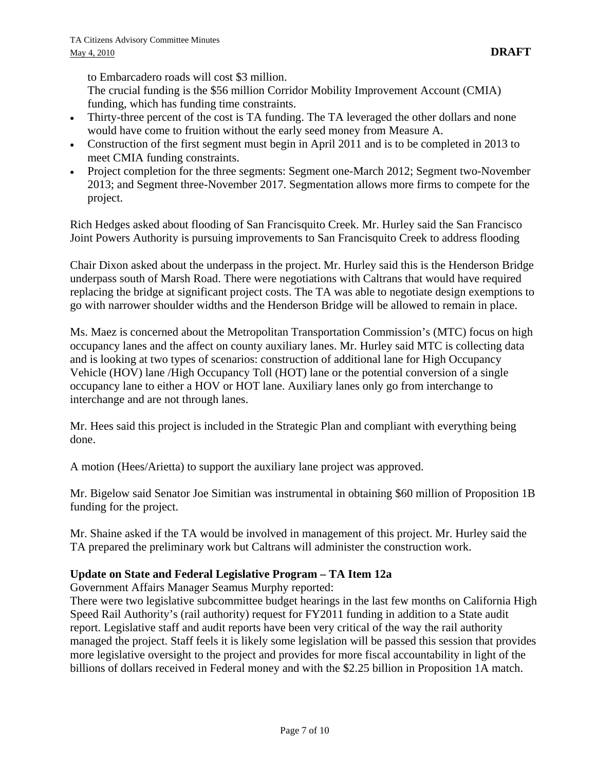to Embarcadero roads will cost $3 million.
The crucial funding is the $56 million Corridor Mobility Improvement Account (CMIA) funding, which has funding time constraints.

- Thirty-three percent of the cost is TA funding. The TA leveraged the other dollars and none would have come to fruition without the early seed money from Measure A.
- Construction of the first segment must begin in April 2011 and is to be completed in 2013 to meet CMIA funding constraints.
- Project completion for the three segments: Segment one-March 2012; Segment two-November 2013; and Segment three-November 2017. Segmentation allows more firms to compete for the project.

Rich Hedges asked about flooding of San Francisquito Creek. Mr. Hurley said the San Francisco Joint Powers Authority is pursuing improvements to San Francisquito Creek to address flooding

Chair Dixon asked about the underpass in the project. Mr. Hurley said this is the Henderson Bridge underpass south of Marsh Road. There were negotiations with Caltrans that would have required replacing the bridge at significant project costs. The TA was able to negotiate design exemptions to go with narrower shoulder widths and the Henderson Bridge will be allowed to remain in place.

Ms. Maez is concerned about the Metropolitan Transportation Commission's (MTC) focus on high occupancy lanes and the affect on county auxiliary lanes. Mr. Hurley said MTC is collecting data and is looking at two types of scenarios: construction of additional lane for High Occupancy Vehicle (HOV) lane /High Occupancy Toll (HOT) lane or the potential conversion of a single occupancy lane to either a HOV or HOT lane. Auxiliary lanes only go from interchange to interchange and are not through lanes.

Mr. Hees said this project is included in the Strategic Plan and compliant with everything being done.

A motion (Hees/Arietta) to support the auxiliary lane project was approved.

Mr. Bigelow said Senator Joe Simitian was instrumental in obtaining $60 million of Proposition 1B funding for the project.

Mr. Shaine asked if the TA would be involved in management of this project. Mr. Hurley said the TA prepared the preliminary work but Caltrans will administer the construction work.

**Update on State and Federal Legislative Program – TA Item 12a**

Government Affairs Manager Seamus Murphy reported:

There were two legislative subcommittee budget hearings in the last few months on California High Speed Rail Authority's (rail authority) request for FY2011 funding in addition to a State audit report. Legislative staff and audit reports have been very critical of the way the rail authority managed the project. Staff feels it is likely some legislation will be passed this session that provides more legislative oversight to the project and provides for more fiscal accountability in light of the billions of dollars received in Federal money and with the $2.25 billion in Proposition 1A match.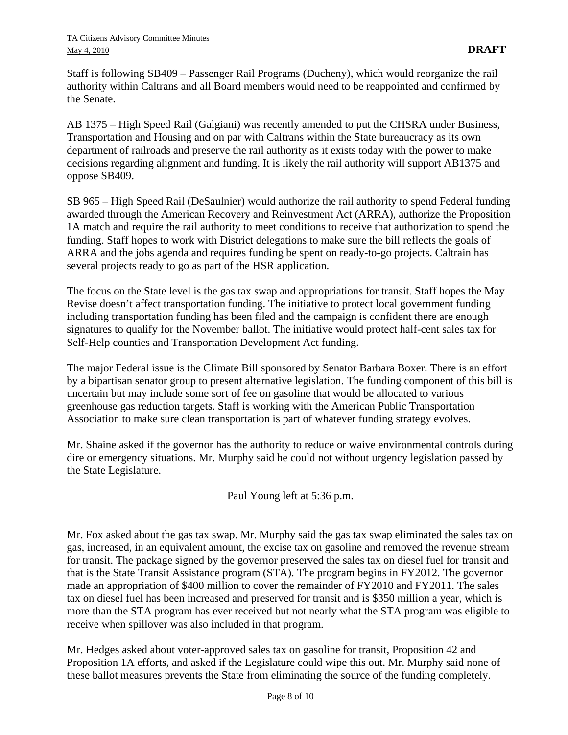Staff is following SB409 – Passenger Rail Programs (Ducheny), which would reorganize the rail authority within Caltrans and all Board members would need to be reappointed and confirmed by the Senate.

AB 1375 – High Speed Rail (Galgiani) was recently amended to put the CHSRA under Business, Transportation and Housing and on par with Caltrans within the State bureaucracy as its own department of railroads and preserve the rail authority as it exists today with the power to make decisions regarding alignment and funding. It is likely the rail authority will support AB1375 and oppose SB409.

SB 965 – High Speed Rail (DeSaulnier) would authorize the rail authority to spend Federal funding awarded through the American Recovery and Reinvestment Act (ARRA), authorize the Proposition 1A match and require the rail authority to meet conditions to receive that authorization to spend the funding. Staff hopes to work with District delegations to make sure the bill reflects the goals of ARRA and the jobs agenda and requires funding be spent on ready-to-go projects. Caltrain has several projects ready to go as part of the HSR application.

The focus on the State level is the gas tax swap and appropriations for transit. Staff hopes the May Revise doesn't affect transportation funding. The initiative to protect local government funding including transportation funding has been filed and the campaign is confident there are enough signatures to qualify for the November ballot. The initiative would protect half-cent sales tax for Self-Help counties and Transportation Development Act funding.

The major Federal issue is the Climate Bill sponsored by Senator Barbara Boxer. There is an effort by a bipartisan senator group to present alternative legislation. The funding component of this bill is uncertain but may include some sort of fee on gasoline that would be allocated to various greenhouse gas reduction targets. Staff is working with the American Public Transportation Association to make sure clean transportation is part of whatever funding strategy evolves.

Mr. Shaine asked if the governor has the authority to reduce or waive environmental controls during dire or emergency situations. Mr. Murphy said he could not without urgency legislation passed by the State Legislature.

Paul Young left at 5:36 p.m.

Mr. Fox asked about the gas tax swap. Mr. Murphy said the gas tax swap eliminated the sales tax on gas, increased, in an equivalent amount, the excise tax on gasoline and removed the revenue stream for transit. The package signed by the governor preserved the sales tax on diesel fuel for transit and that is the State Transit Assistance program (STA). The program begins in FY2012. The governor made an appropriation of $400 million to cover the remainder of FY2010 and FY2011. The sales tax on diesel fuel has been increased and preserved for transit and is $350 million a year, which is more than the STA program has ever received but not nearly what the STA program was eligible to receive when spillover was also included in that program.

Mr. Hedges asked about voter-approved sales tax on gasoline for transit, Proposition 42 and Proposition 1A efforts, and asked if the Legislature could wipe this out. Mr. Murphy said none of these ballot measures prevents the State from eliminating the source of the funding completely.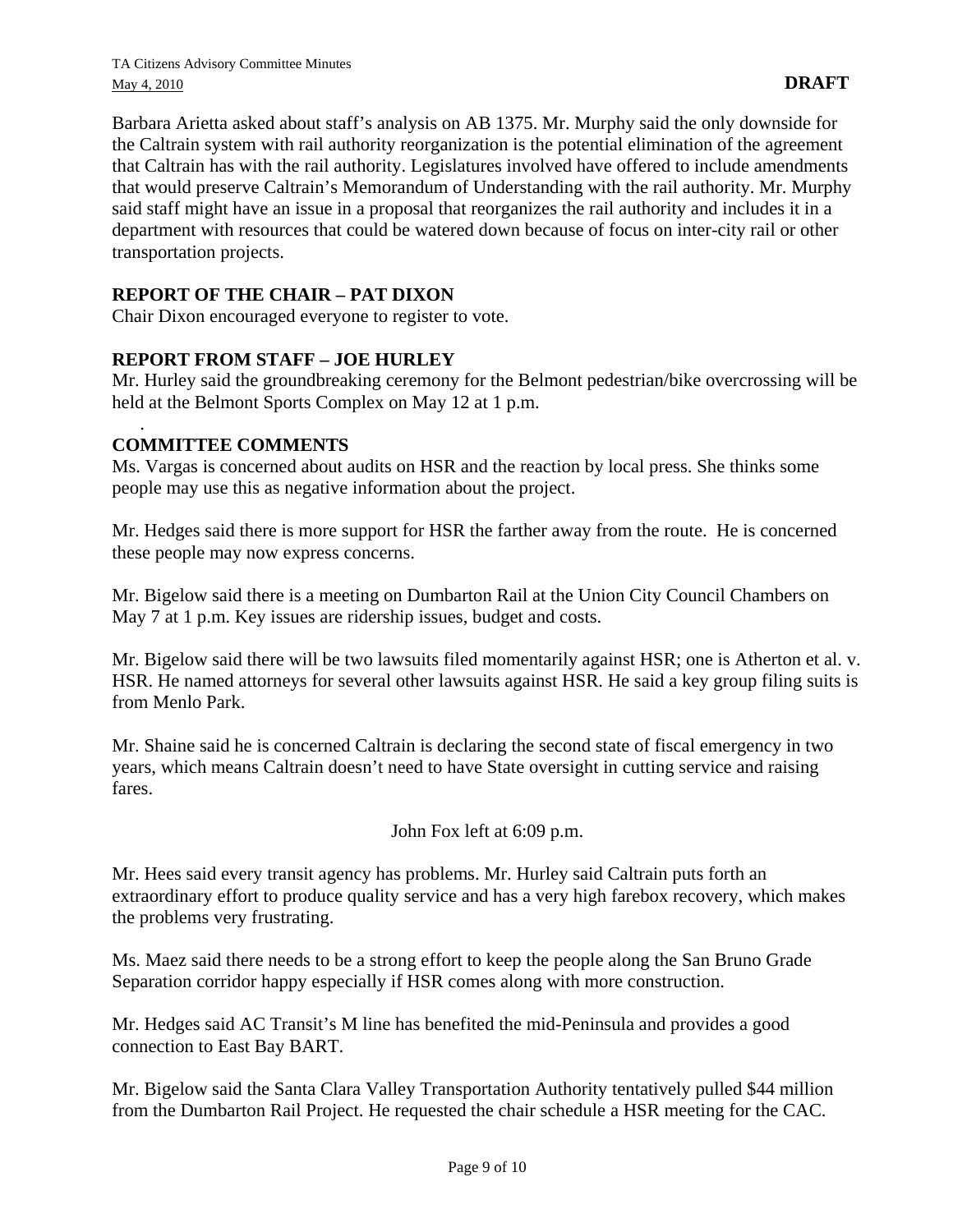Barbara Arietta asked about staff's analysis on AB 1375. Mr. Murphy said the only downside for the Caltrain system with rail authority reorganization is the potential elimination of the agreement that Caltrain has with the rail authority. Legislatures involved have offered to include amendments that would preserve Caltrain's Memorandum of Understanding with the rail authority. Mr. Murphy said staff might have an issue in a proposal that reorganizes the rail authority and includes it in a department with resources that could be watered down because of focus on inter-city rail or other transportation projects.

## REPORT OF THE CHAIR – PAT DIXON

Chair Dixon encouraged everyone to register to vote.

## REPORT FROM STAFF – JOE HURLEY

Mr. Hurley said the groundbreaking ceremony for the Belmont pedestrian/bike overcrossing will be held at the Belmont Sports Complex on May 12 at 1 p.m.

## COMMITTEE COMMENTS

Ms. Vargas is concerned about audits on HSR and the reaction by local press. She thinks some people may use this as negative information about the project.

Mr. Hedges said there is more support for HSR the farther away from the route. He is concerned these people may now express concerns.

Mr. Bigelow said there is a meeting on Dumbarton Rail at the Union City Council Chambers on May 7 at 1 p.m. Key issues are ridership issues, budget and costs.

Mr. Bigelow said there will be two lawsuits filed momentarily against HSR; one is Atherton et al. v. HSR. He named attorneys for several other lawsuits against HSR. He said a key group filing suits is from Menlo Park.

Mr. Shaine said he is concerned Caltrain is declaring the second state of fiscal emergency in two years, which means Caltrain doesn't need to have State oversight in cutting service and raising fares.

John Fox left at 6:09 p.m.

Mr. Hees said every transit agency has problems. Mr. Hurley said Caltrain puts forth an extraordinary effort to produce quality service and has a very high farebox recovery, which makes the problems very frustrating.

Ms. Maez said there needs to be a strong effort to keep the people along the San Bruno Grade Separation corridor happy especially if HSR comes along with more construction.

Mr. Hedges said AC Transit's M line has benefited the mid-Peninsula and provides a good connection to East Bay BART.

Mr. Bigelow said the Santa Clara Valley Transportation Authority tentatively pulled $44 million from the Dumbarton Rail Project. He requested the chair schedule a HSR meeting for the CAC.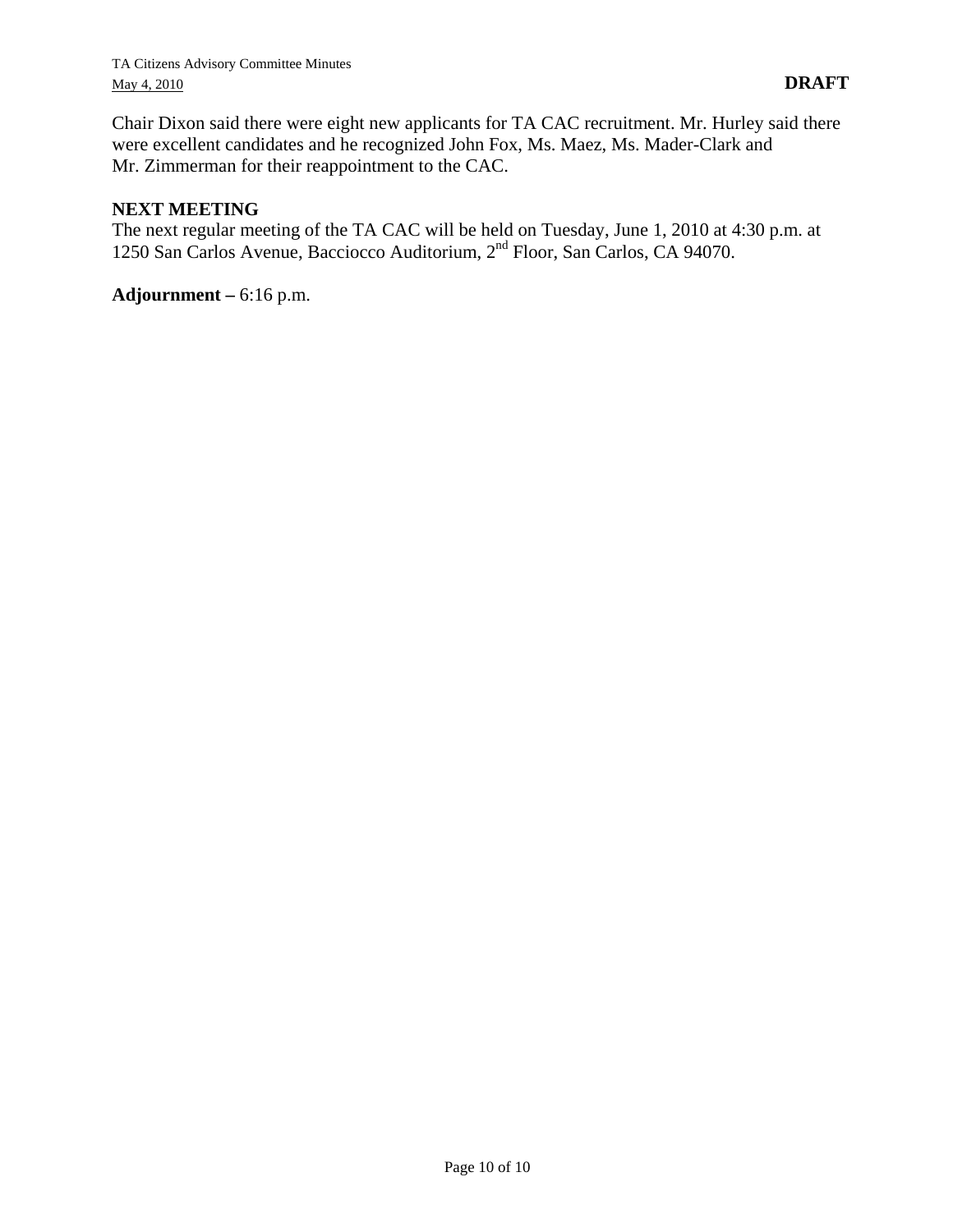Chair Dixon said there were eight new applicants for TA CAC recruitment. Mr. Hurley said there were excellent candidates and he recognized John Fox, Ms. Maez, Ms. Mader-Clark and Mr. Zimmerman for their reappointment to the CAC.

**NEXT MEETING**

The next regular meeting of the TA CAC will be held on Tuesday, June 1, 2010 at 4:30 p.m. at 1250 San Carlos Avenue, Bacciocco Auditorium, 2nd Floor, San Carlos, CA 94070.

**Adjournment –** 6:16 p.m.